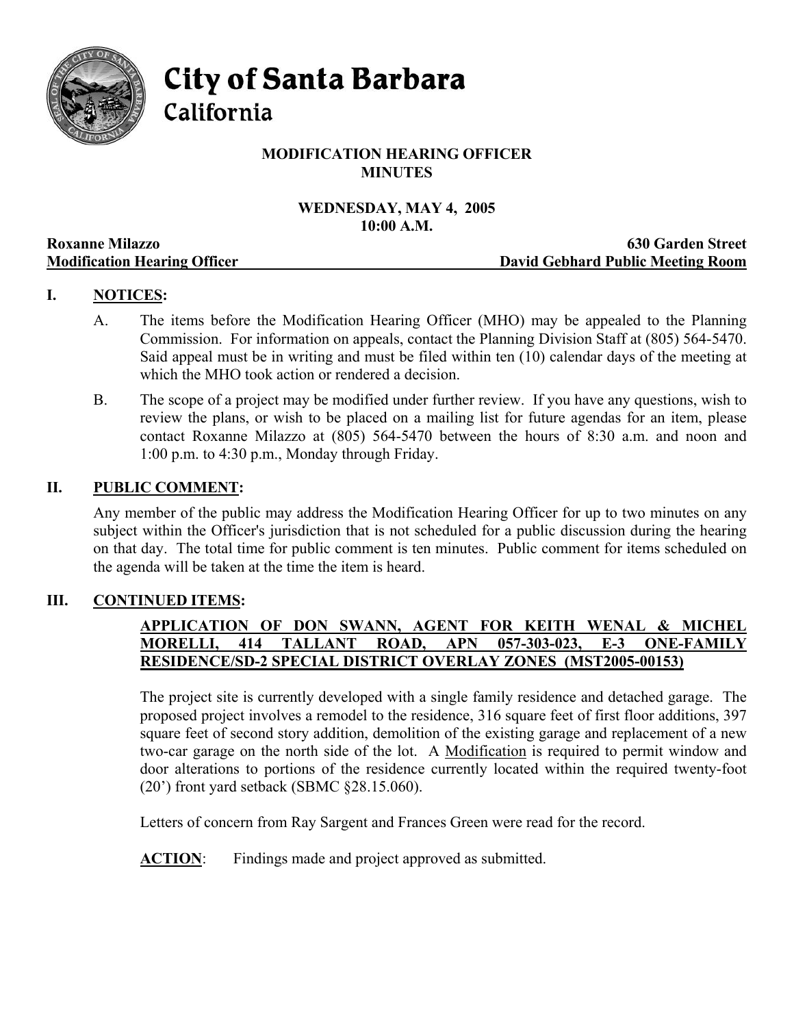# City of Santa Barbara
## California

**MODIFICATION HEARING OFFICER**
**MINUTES**

**WEDNESDAY, MAY 4, 2005**
**10:00 A.M.**

**Roxanne Milazzo** — **630 Garden Street**
**Modification Hearing Officer** — **David Gebhard Public Meeting Room**

## I. NOTICES:

A. The items before the Modification Hearing Officer (MHO) may be appealed to the Planning Commission. For information on appeals, contact the Planning Division Staff at (805) 564-5470. Said appeal must be in writing and must be filed within ten (10) calendar days of the meeting at which the MHO took action or rendered a decision.

B. The scope of a project may be modified under further review. If you have any questions, wish to review the plans, or wish to be placed on a mailing list for future agendas for an item, please contact Roxanne Milazzo at (805) 564-5470 between the hours of 8:30 a.m. and noon and 1:00 p.m. to 4:30 p.m., Monday through Friday.

## II. PUBLIC COMMENT:

Any member of the public may address the Modification Hearing Officer for up to two minutes on any subject within the Officer's jurisdiction that is not scheduled for a public discussion during the hearing on that day. The total time for public comment is ten minutes. Public comment for items scheduled on the agenda will be taken at the time the item is heard.

## III. CONTINUED ITEMS:

**APPLICATION OF DON SWANN, AGENT FOR KEITH WENAL & MICHEL MORELLI, 414 TALLANT ROAD, APN 057-303-023, E-3 ONE-FAMILY RESIDENCE/SD-2 SPECIAL DISTRICT OVERLAY ZONES (MST2005-00153)**

The project site is currently developed with a single family residence and detached garage. The proposed project involves a remodel to the residence, 316 square feet of first floor additions, 397 square feet of second story addition, demolition of the existing garage and replacement of a new two-car garage on the north side of the lot. A Modification is required to permit window and door alterations to portions of the residence currently located within the required twenty-foot (20') front yard setback (SBMC §28.15.060).

Letters of concern from Ray Sargent and Frances Green were read for the record.

**ACTION**: Findings made and project approved as submitted.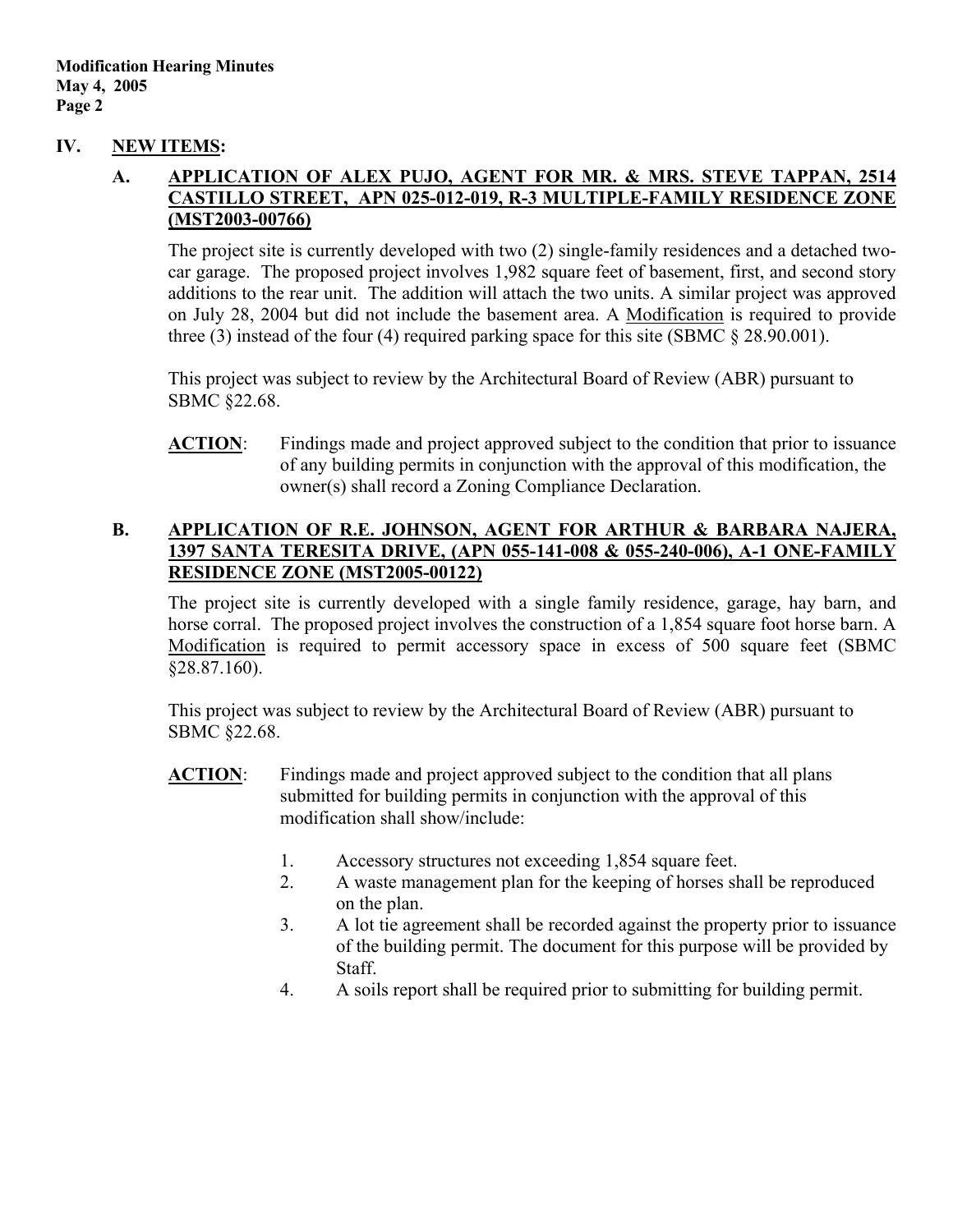## IV. NEW ITEMS:

### A. APPLICATION OF ALEX PUJO, AGENT FOR MR. & MRS. STEVE TAPPAN, 2514 CASTILLO STREET, APN 025-012-019, R-3 MULTIPLE-FAMILY RESIDENCE ZONE (MST2003-00766)

The project site is currently developed with two (2) single-family residences and a detached two-car garage. The proposed project involves 1,982 square feet of basement, first, and second story additions to the rear unit. The addition will attach the two units. A similar project was approved on July 28, 2004 but did not include the basement area. A Modification is required to provide three (3) instead of the four (4) required parking space for this site (SBMC § 28.90.001).

This project was subject to review by the Architectural Board of Review (ABR) pursuant to SBMC §22.68.

**ACTION**: Findings made and project approved subject to the condition that prior to issuance of any building permits in conjunction with the approval of this modification, the owner(s) shall record a Zoning Compliance Declaration.

### B. APPLICATION OF R.E. JOHNSON, AGENT FOR ARTHUR & BARBARA NAJERA, 1397 SANTA TERESITA DRIVE, (APN 055-141-008 & 055-240-006), A-1 ONE-FAMILY RESIDENCE ZONE (MST2005-00122)

The project site is currently developed with a single family residence, garage, hay barn, and horse corral. The proposed project involves the construction of a 1,854 square foot horse barn. A Modification is required to permit accessory space in excess of 500 square feet (SBMC §28.87.160).

This project was subject to review by the Architectural Board of Review (ABR) pursuant to SBMC §22.68.

**ACTION**: Findings made and project approved subject to the condition that all plans submitted for building permits in conjunction with the approval of this modification shall show/include:

1. Accessory structures not exceeding 1,854 square feet.
2. A waste management plan for the keeping of horses shall be reproduced on the plan.
3. A lot tie agreement shall be recorded against the property prior to issuance of the building permit. The document for this purpose will be provided by Staff.
4. A soils report shall be required prior to submitting for building permit.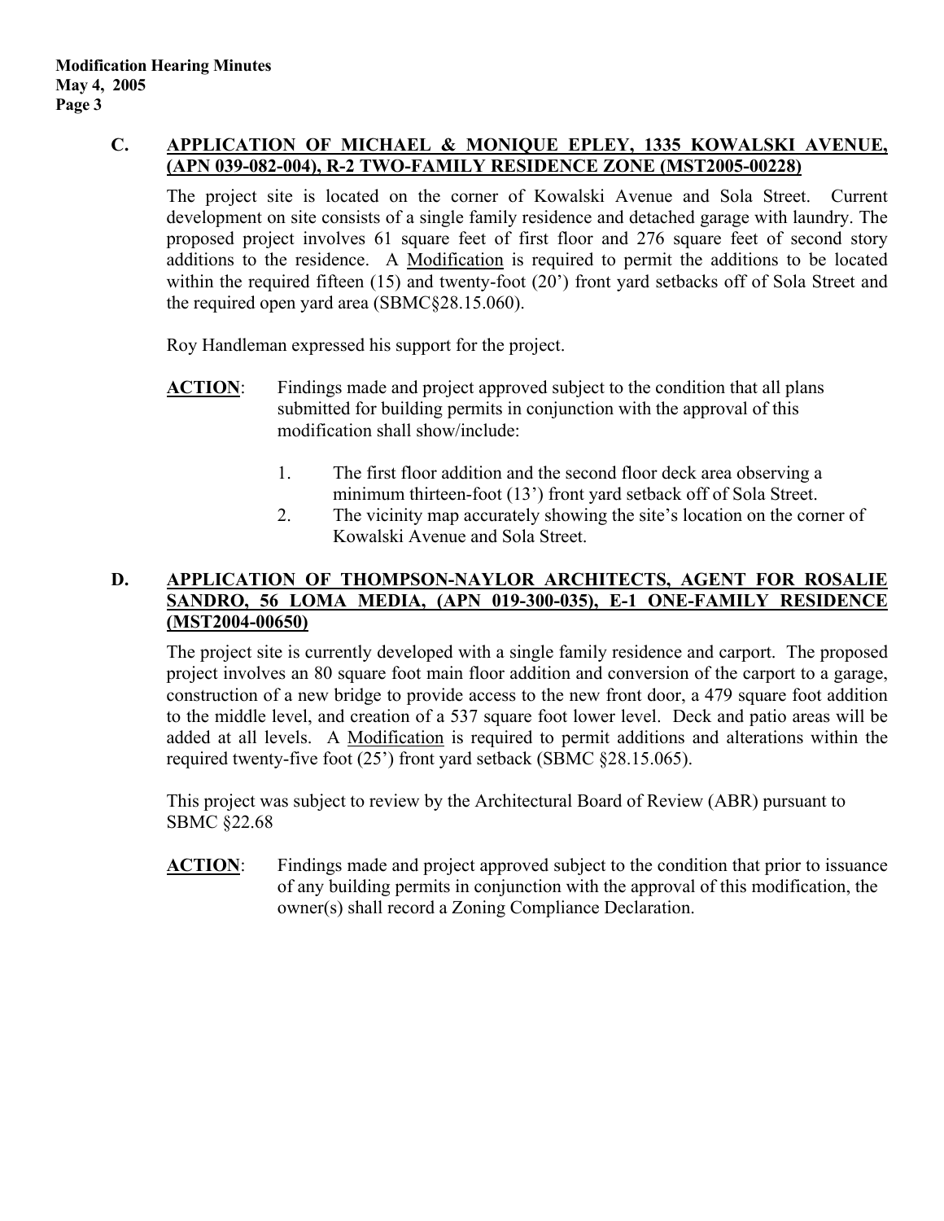## C. APPLICATION OF MICHAEL & MONIQUE EPLEY, 1335 KOWALSKI AVENUE, (APN 039-082-004), R-2 TWO-FAMILY RESIDENCE ZONE (MST2005-00228)

The project site is located on the corner of Kowalski Avenue and Sola Street. Current development on site consists of a single family residence and detached garage with laundry. The proposed project involves 61 square feet of first floor and 276 square feet of second story additions to the residence. A Modification is required to permit the additions to be located within the required fifteen (15) and twenty-foot (20') front yard setbacks off of Sola Street and the required open yard area (SBMC§28.15.060).

Roy Handleman expressed his support for the project.

**ACTION**: Findings made and project approved subject to the condition that all plans submitted for building permits in conjunction with the approval of this modification shall show/include:

1. The first floor addition and the second floor deck area observing a minimum thirteen-foot (13') front yard setback off of Sola Street.
2. The vicinity map accurately showing the site's location on the corner of Kowalski Avenue and Sola Street.

## D. APPLICATION OF THOMPSON-NAYLOR ARCHITECTS, AGENT FOR ROSALIE SANDRO, 56 LOMA MEDIA, (APN 019-300-035), E-1 ONE-FAMILY RESIDENCE (MST2004-00650)

The project site is currently developed with a single family residence and carport. The proposed project involves an 80 square foot main floor addition and conversion of the carport to a garage, construction of a new bridge to provide access to the new front door, a 479 square foot addition to the middle level, and creation of a 537 square foot lower level. Deck and patio areas will be added at all levels. A Modification is required to permit additions and alterations within the required twenty-five foot (25') front yard setback (SBMC §28.15.065).

This project was subject to review by the Architectural Board of Review (ABR) pursuant to SBMC §22.68

**ACTION**: Findings made and project approved subject to the condition that prior to issuance of any building permits in conjunction with the approval of this modification, the owner(s) shall record a Zoning Compliance Declaration.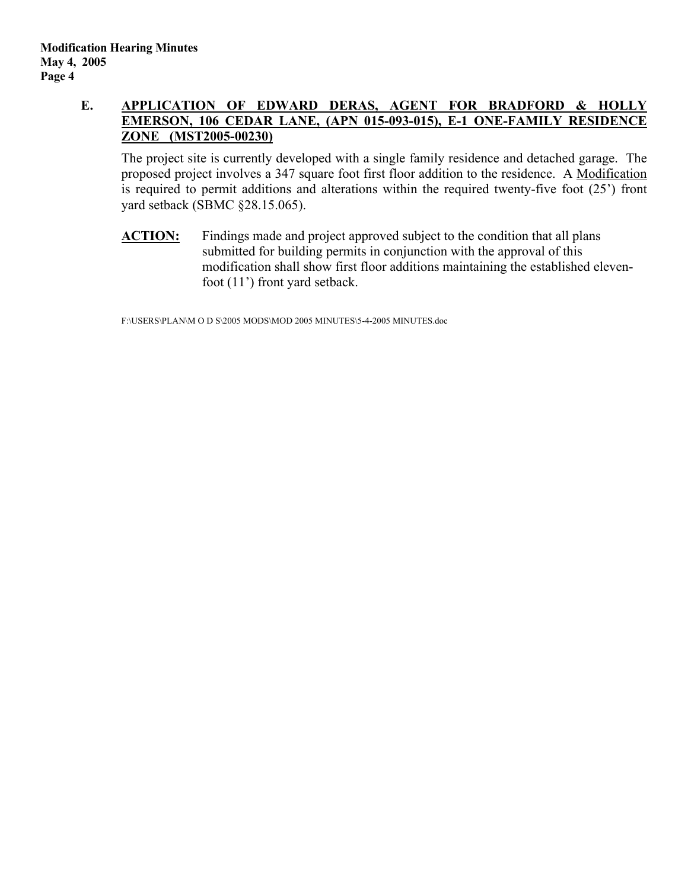**E. APPLICATION OF EDWARD DERAS, AGENT FOR BRADFORD & HOLLY EMERSON, 106 CEDAR LANE, (APN 015-093-015), E-1 ONE-FAMILY RESIDENCE ZONE (MST2005-00230)**

The project site is currently developed with a single family residence and detached garage. The proposed project involves a 347 square foot first floor addition to the residence. A Modification is required to permit additions and alterations within the required twenty-five foot (25') front yard setback (SBMC §28.15.065).

**ACTION:** Findings made and project approved subject to the condition that all plans submitted for building permits in conjunction with the approval of this modification shall show first floor additions maintaining the established eleven-foot (11') front yard setback.

F:\USERS\PLAN\M O D S\2005 MODS\MOD 2005 MINUTES\5-4-2005 MINUTES.doc